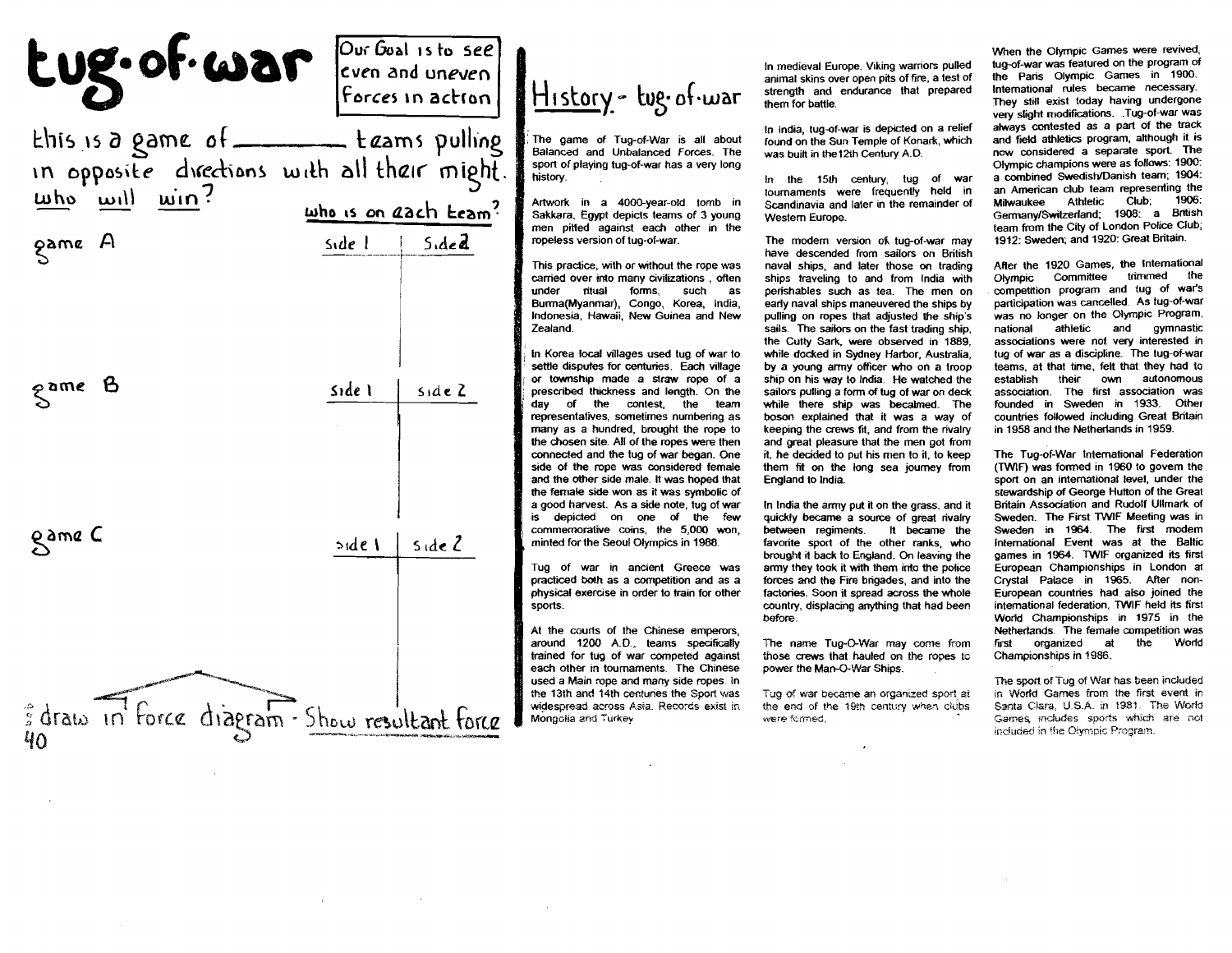# tug-of-war

Our Goal is to see even and uneven Forces in action

this is a game of _______ teams pulling in opposite directions with all their might.

**who will win?**

**who is on each team?**

game A

| Side 1 | Side 2 |
| --- | --- |
| | |

game B

| Side 1 | Side 2 |
| --- | --- |
| | |

game C

| Side 1 | Side 2 |
| --- | --- |
| | |

draw in force diagram - Show resultant force

40

## History - tug-of-war

The game of Tug-of-War is all about Balanced and Unbalanced Forces. The sport of playing tug-of-war has a very long history.

Artwork in a 4000-year-old tomb in Sakkara, Egypt depicts teams of 3 young men pitted against each other in the ropeless version of tug-of-war.

This practice, with or without the rope was carried over into many civilizations, often under ritual forms, such as Burma(Myanmar), Congo, Korea, India, Indonesia, Hawaii, New Guinea and New Zealand.

In Korea local villages used tug of war to settle disputes for centuries. Each village or township made a straw rope of a prescribed thickness and length. On the day of the contest, the team representatives, sometimes numbering as many as a hundred, brought the rope to the chosen site. All of the ropes were then connected and the tug of war began. One side of the rope was considered female and the other side male. It was hoped that the female side won as it was symbolic of a good harvest. As a side note, tug of war is depicted on one of the few commemorative coins, the 5,000 won, minted for the Seoul Olympics in 1988.

Tug of war in ancient Greece was practiced both as a competition and as a physical exercise in order to train for other sports.

At the courts of the Chinese emperors, around 1200 A.D., teams specifically trained for tug of war competed against each other in tournaments. The Chinese used a Main rope and many side ropes. In the 13th and 14th centuries the Sport was widespread across Asia. Records exist in Mongolia and Turkey

In medieval Europe, Viking warriors pulled animal skins over open pits of fire, a test of strength and endurance that prepared them for battle.

In India, tug-of-war is depicted on a relief found on the Sun Temple of Konark, which was built in the 12th Century A.D.

In the 15th century, tug of war tournaments were frequently held in Scandinavia and later in the remainder of Western Europe.

The modern version of tug-of-war may have descended from sailors on British naval ships, and later those on trading ships traveling to and from India with perishables such as tea. The men on early naval ships maneuvered the ships by pulling on ropes that adjusted the ship's sails. The sailors on the fast trading ship, the Cutty Sark, were observed in 1889, while docked in Sydney Harbor, Australia, by a young army officer who on a troop ship on his way to India. He watched the sailors pulling a form of tug of war on deck while there ship was becalmed. The boson explained that it was a way of keeping the crews fit, and from the rivalry and great pleasure that the men got from it, he decided to put his men to it, to keep them fit on the long sea journey from England to India.

In India the army put it on the grass, and it quickly became a source of great rivalry between regiments. It became the favorite sport of the other ranks, who brought it back to England. On leaving the army they took it with them into the police forces and the Fire brigades, and into the factories. Soon it spread across the whole country, displacing anything that had been before.

The name Tug-O-War may come from those crews that hauled on the ropes to power the Man-O-War Ships.

Tug of war became an organized sport at the end of the 19th century when clubs were formed.

When the Olympic Games were revived, tug-of-war was featured on the program of the Paris Olympic Games in 1900. International rules became necessary. They still exist today having undergone very slight modifications. Tug-of-war was always contested as a part of the track and field athletics program, although it is now considered a separate sport. The Olympic champions were as follows: 1900: a combined Swedish/Danish team; 1904: an American club team representing the Milwaukee Athletic Club; 1906: Germany/Switzerland; 1908: a British team from the City of London Police Club; 1912: Sweden; and 1920: Great Britain.

After the 1920 Games, the International Olympic Committee trimmed the competition program and tug of war's participation was cancelled. As tug-of-war was no longer on the Olympic Program, national athletic and gymnastic associations were not very interested in tug of war as a discipline. The tug-of-war teams, at that time, felt that they had to establish their own autonomous association. The first association was founded in Sweden in 1933. Other countries followed including Great Britain in 1958 and the Netherlands in 1959.

The Tug-of-War International Federation (TWIF) was formed in 1960 to govern the sport on an international level, under the stewardship of George Hutton of the Great Britain Association and Rudolf Ullmark of Sweden. The First TWIF Meeting was in Sweden in 1964. The first modern International Event was at the Baltic games in 1964. TWIF organized its first European Championships in London at Crystal Palace in 1965. After non-European countries had also joined the international federation, TWIF held its first World Championships in 1975 in the Netherlands. The female competition was first organized at the World Championships in 1986.

The sport of Tug of War has been included in World Games from the first event in Santa Clara, U.S.A. in 1981. The World Games, includes sports which are not included in the Olympic Program.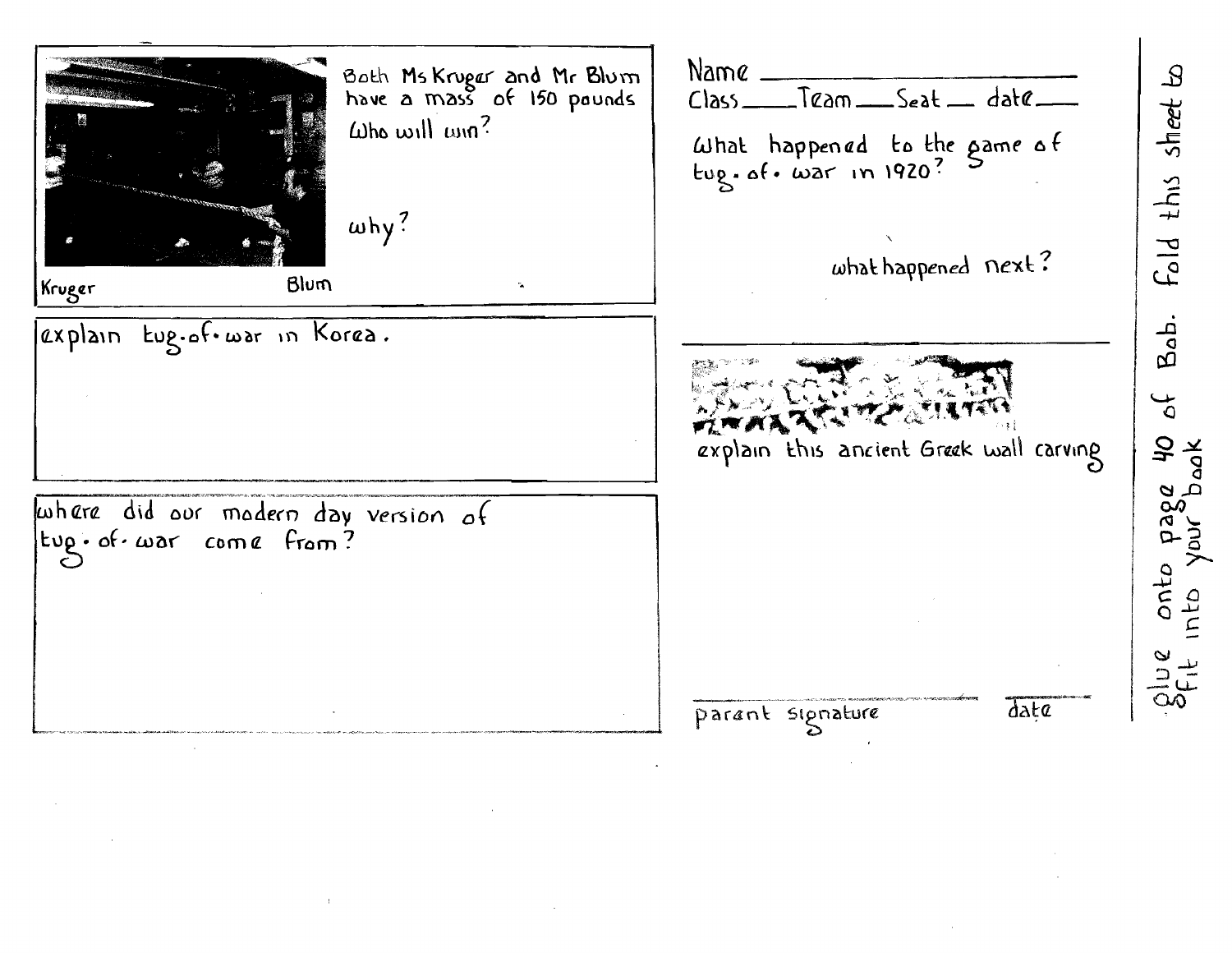Both Ms Kruger and Mr Blum have a mass of 150 pounds

Who will win?

why?

Kruger Blum

explain tug-of-war in Korea.

where did our modern day version of tug-of-war come from?

Name ____________________

Class_____Team____Seat____ date_____

What happened to the game of tug-of-war in 1920?

what happened next?

explain this ancient Greek wall carving

parent signature ____________ date ______

glue onto page 40 of Bob. fold this sheet to fit into your book